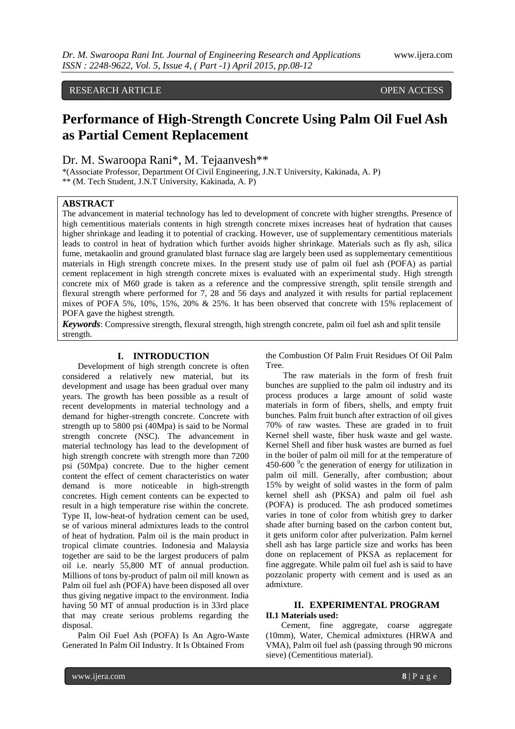RESEARCH ARTICLE OPEN ACCESS

# Performance of High-Strength Concrete Using Palm Oil Fuel Ash as Partial Cement Replacement

Dr. M. Swaroopa Rani*, M. Tejaanvesh**

*(Associate Professor, Department Of Civil Engineering, J.N.T University, Kakinada, A. P)
** (M. Tech Student, J.N.T University, Kakinada, A. P)

## ABSTRACT

The advancement in material technology has led to development of concrete with higher strengths. Presence of high cementitious materials contents in high strength concrete mixes increases heat of hydration that causes higher shrinkage and leading it to potential of cracking. However, use of supplementary cementitious materials leads to control in heat of hydration which further avoids higher shrinkage. Materials such as fly ash, silica fume, metakaolin and ground granulated blast furnace slag are largely been used as supplementary cementitious materials in High strength concrete mixes. In the present study use of palm oil fuel ash (POFA) as partial cement replacement in high strength concrete mixes is evaluated with an experimental study. High strength concrete mix of M60 grade is taken as a reference and the compressive strength, split tensile strength and flexural strength where performed for 7, 28 and 56 days and analyzed it with results for partial replacement mixes of POFA 5%, 10%, 15%, 20% & 25%. It has been observed that concrete with 15% replacement of POFA gave the highest strength.

***Keywords***: Compressive strength, flexural strength, high strength concrete, palm oil fuel ash and split tensile strength.

## I. INTRODUCTION

Development of high strength concrete is often considered a relatively new material, but its development and usage has been gradual over many years. The growth has been possible as a result of recent developments in material technology and a demand for higher-strength concrete. Concrete with strength up to 5800 psi (40Mpa) is said to be Normal strength concrete (NSC). The advancement in material technology has lead to the development of high strength concrete with strength more than 7200 psi (50Mpa) concrete. Due to the higher cement content the effect of cement characteristics on water demand is more noticeable in high-strength concretes. High cement contents can be expected to result in a high temperature rise within the concrete. Type II, low-heat-of hydration cement can be used, se of various mineral admixtures leads to the control of heat of hydration. Palm oil is the main product in tropical climate countries. Indonesia and Malaysia together are said to be the largest producers of palm oil i.e. nearly 55,800 MT of annual production. Millions of tons by-product of palm oil mill known as Palm oil fuel ash (POFA) have been disposed all over thus giving negative impact to the environment. India having 50 MT of annual production is in 33rd place that may create serious problems regarding the disposal.

Palm Oil Fuel Ash (POFA) Is An Agro-Waste Generated In Palm Oil Industry. It Is Obtained From the Combustion Of Palm Fruit Residues Of Oil Palm Tree.

The raw materials in the form of fresh fruit bunches are supplied to the palm oil industry and its process produces a large amount of solid waste materials in form of fibers, shells, and empty fruit bunches. Palm fruit bunch after extraction of oil gives 70% of raw wastes. These are graded in to fruit Kernel shell waste, fiber husk waste and gel waste. Kernel Shell and fiber husk wastes are burned as fuel in the boiler of palm oil mill for at the temperature of 450-600 $^0$c the generation of energy for utilization in palm oil mill. Generally, after combustion; about 15% by weight of solid wastes in the form of palm kernel shell ash (PKSA) and palm oil fuel ash (POFA) is produced. The ash produced sometimes varies in tone of color from whitish grey to darker shade after burning based on the carbon content but, it gets uniform color after pulverization. Palm kernel shell ash has large particle size and works has been done on replacement of PKSA as replacement for fine aggregate. While palm oil fuel ash is said to have pozzolanic property with cement and is used as an admixture.

## II. EXPERIMENTAL PROGRAM

### II.1 Materials used:

Cement, fine aggregate, coarse aggregate (10mm), Water, Chemical admixtures (HRWA and VMA), Palm oil fuel ash (passing through 90 microns sieve) (Cementitious material).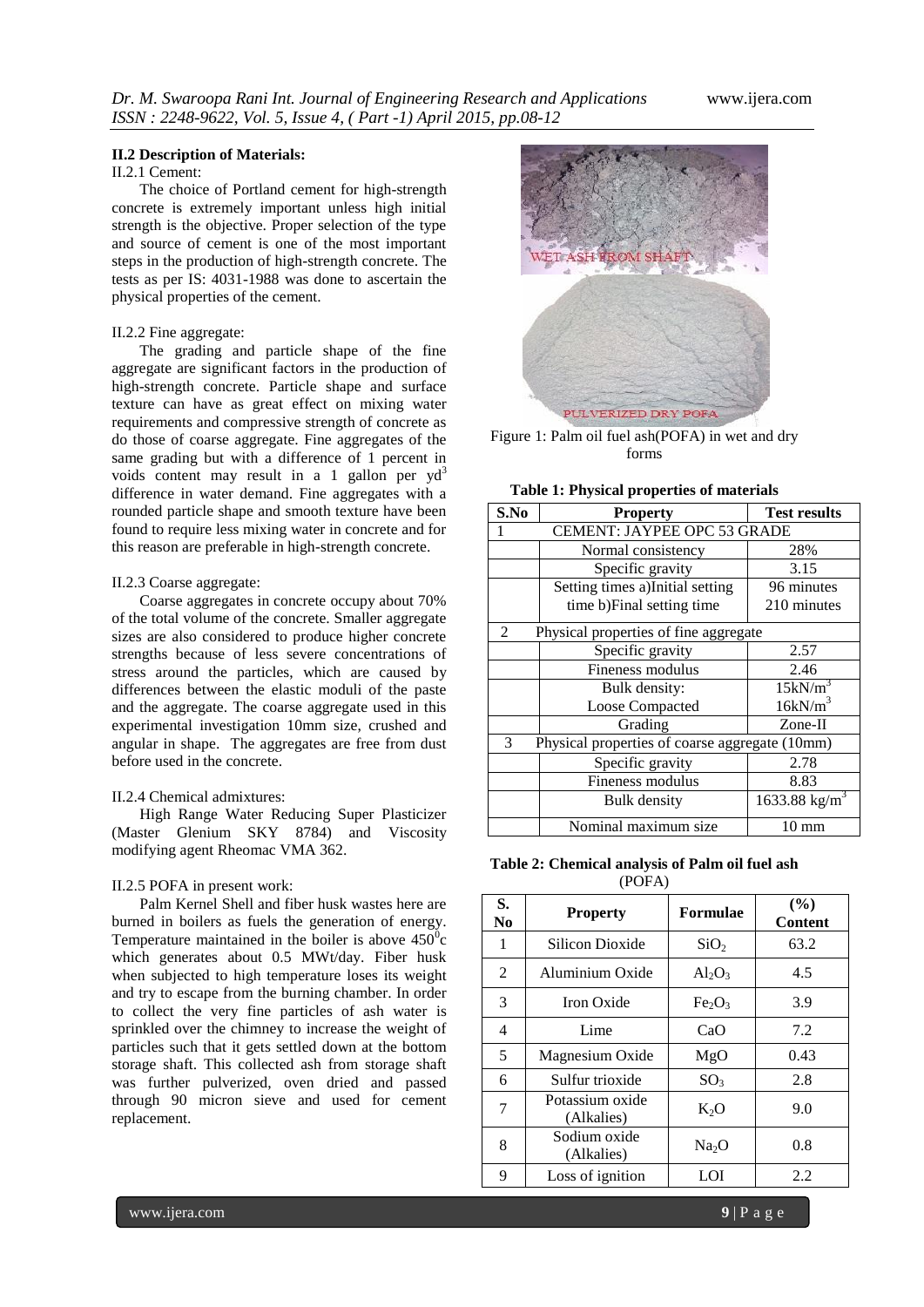### II.2 Description of Materials:

II.2.1 Cement:

The choice of Portland cement for high-strength concrete is extremely important unless high initial strength is the objective. Proper selection of the type and source of cement is one of the most important steps in the production of high-strength concrete. The tests as per IS: 4031-1988 was done to ascertain the physical properties of the cement.

II.2.2 Fine aggregate:

The grading and particle shape of the fine aggregate are significant factors in the production of high-strength concrete. Particle shape and surface texture can have as great effect on mixing water requirements and compressive strength of concrete as do those of coarse aggregate. Fine aggregates of the same grading but with a difference of 1 percent in voids content may result in a 1 gallon per $yd^3$ difference in water demand. Fine aggregates with a rounded particle shape and smooth texture have been found to require less mixing water in concrete and for this reason are preferable in high-strength concrete.

II.2.3 Coarse aggregate:

Coarse aggregates in concrete occupy about 70% of the total volume of the concrete. Smaller aggregate sizes are also considered to produce higher concrete strengths because of less severe concentrations of stress around the particles, which are caused by differences between the elastic moduli of the paste and the aggregate. The coarse aggregate used in this experimental investigation 10mm size, crushed and angular in shape. The aggregates are free from dust before used in the concrete.

II.2.4 Chemical admixtures:

High Range Water Reducing Super Plasticizer (Master Glenium SKY 8784) and Viscosity modifying agent Rheomac VMA 362.

II.2.5 POFA in present work:

Palm Kernel Shell and fiber husk wastes here are burned in boilers as fuels the generation of energy. Temperature maintained in the boiler is above $450^0$c which generates about 0.5 MWt/day. Fiber husk when subjected to high temperature loses its weight and try to escape from the burning chamber. In order to collect the very fine particles of ash water is sprinkled over the chimney to increase the weight of particles such that it gets settled down at the bottom storage shaft. This collected ash from storage shaft was further pulverized, oven dried and passed through 90 micron sieve and used for cement replacement.

WET ASH FROM SHAFT

PULVERIZED DRY POFA

Figure 1: Palm oil fuel ash(POFA) in wet and dry forms

**Table 1: Physical properties of materials**

| S.No | Property | Test results |
|---|---|---|
| 1 | CEMENT: JAYPEE OPC 53 GRADE | |
| | Normal consistency | 28% |
| | Specific gravity | 3.15 |
| | Setting times a)Initial setting time b)Final setting time | 96 minutes 210 minutes |
| 2 | Physical properties of fine aggregate | |
| | Specific gravity | 2.57 |
| | Fineness modulus | 2.46 |
| | Bulk density: Loose Compacted | $15kN/m^3$ $16kN/m^3$ |
| | Grading | Zone-II |
| 3 | Physical properties of coarse aggregate (10mm) | |
| | Specific gravity | 2.78 |
| | Fineness modulus | 8.83 |
| | Bulk density | 1633.88 $kg/m^3$ |
| | Nominal maximum size | 10 mm |

**Table 2: Chemical analysis of Palm oil fuel ash** (POFA)

| S. No | Property | Formulae | (%) Content |
|---|---|---|---|
| 1 | Silicon Dioxide | $SiO_2$ | 63.2 |
| 2 | Aluminium Oxide | $Al_2O_3$ | 4.5 |
| 3 | Iron Oxide | $Fe_2O_3$ | 3.9 |
| 4 | Lime | CaO | 7.2 |
| 5 | Magnesium Oxide | MgO | 0.43 |
| 6 | Sulfur trioxide | $SO_3$ | 2.8 |
| 7 | Potassium oxide (Alkalies) | $K_2O$ | 9.0 |
| 8 | Sodium oxide (Alkalies) | $Na_2O$ | 0.8 |
| 9 | Loss of ignition | LOI | 2.2 |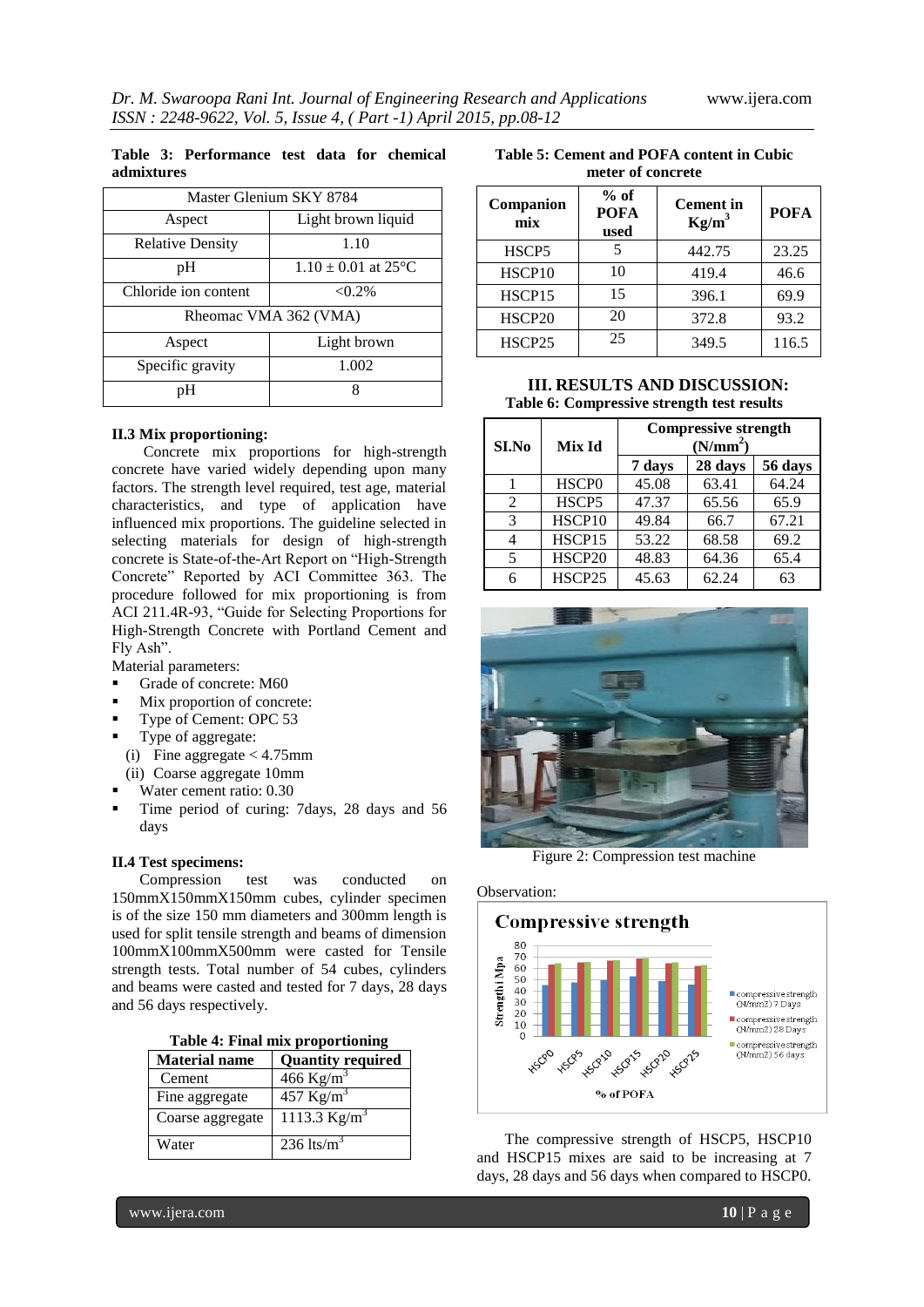**Table 3: Performance test data for chemical admixtures**

| | |
|---|---|
| Master Glenium SKY 8784 | |
| Aspect | Light brown liquid |
| Relative Density | 1.10 |
| pH | 1.10 ± 0.01 at 25°C |
| Chloride ion content | <0.2% |
| Rheomac VMA 362 (VMA) | |
| Aspect | Light brown |
| Specific gravity | 1.002 |
| pH | 8 |

### II.3 Mix proportioning:

Concrete mix proportions for high-strength concrete have varied widely depending upon many factors. The strength level required, test age, material characteristics, and type of application have influenced mix proportions. The guideline selected in selecting materials for design of high-strength concrete is State-of-the-Art Report on "High-Strength Concrete" Reported by ACI Committee 363. The procedure followed for mix proportioning is from ACI 211.4R-93, "Guide for Selecting Proportions for High-Strength Concrete with Portland Cement and Fly Ash".

Material parameters:

- Grade of concrete: M60
- Mix proportion of concrete:
- Type of Cement: OPC 53
- Type of aggregate:
  (i) Fine aggregate < 4.75mm
  (ii) Coarse aggregate 10mm
- Water cement ratio: 0.30
- Time period of curing: 7days, 28 days and 56 days

### II.4 Test specimens:

Compression test was conducted on 150mmX150mmX150mm cubes, cylinder specimen is of the size 150 mm diameters and 300mm length is used for split tensile strength and beams of dimension 100mmX100mmX500mm were casted for Tensile strength tests. Total number of 54 cubes, cylinders and beams were casted and tested for 7 days, 28 days and 56 days respectively.

**Table 4: Final mix proportioning**

| Material name | Quantity required |
|---|---|
| Cement | 466 Kg/m$^3$ |
| Fine aggregate | 457 Kg/m$^3$ |
| Coarse aggregate | 1113.3 Kg/m$^3$ |
| Water | 236 lts/m$^3$ |

**Table 5: Cement and POFA content in Cubic meter of concrete**

| Companion mix | % of POFA used | Cement in Kg/m$^3$ | POFA |
|---|---|---|---|
| HSCP5 | 5 | 442.75 | 23.25 |
| HSCP10 | 10 | 419.4 | 46.6 |
| HSCP15 | 15 | 396.1 | 69.9 |
| HSCP20 | 20 | 372.8 | 93.2 |
| HSCP25 | 25 | 349.5 | 116.5 |

## III. RESULTS AND DISCUSSION:

**Table 6: Compressive strength test results**

| SI.No | Mix Id | Compressive strength (N/mm$^2$) | | |
|---|---|---|---|---|
| | | 7 days | 28 days | 56 days |
| 1 | HSCP0 | 45.08 | 63.41 | 64.24 |
| 2 | HSCP5 | 47.37 | 65.56 | 65.9 |
| 3 | HSCP10 | 49.84 | 66.7 | 67.21 |
| 4 | HSCP15 | 53.22 | 68.58 | 69.2 |
| 5 | HSCP20 | 48.83 | 64.36 | 65.4 |
| 6 | HSCP25 | 45.63 | 62.24 | 63 |

Figure 2: Compression test machine

Observation:

Compressive strength

Strength i Mpa

80
70
60
50
40
30
20
10
0

HSCP0 HSCP5 HSCP10 HSCP15 HSCP20 HSCP25

% of POFA

compressive strength (N/mm2) 7 Days
compressive strength (N/mm2) 28 Days
compressive strength (N/mm2) 56 days

The compressive strength of HSCP5, HSCP10 and HSCP15 mixes are said to be increasing at 7 days, 28 days and 56 days when compared to HSCP0.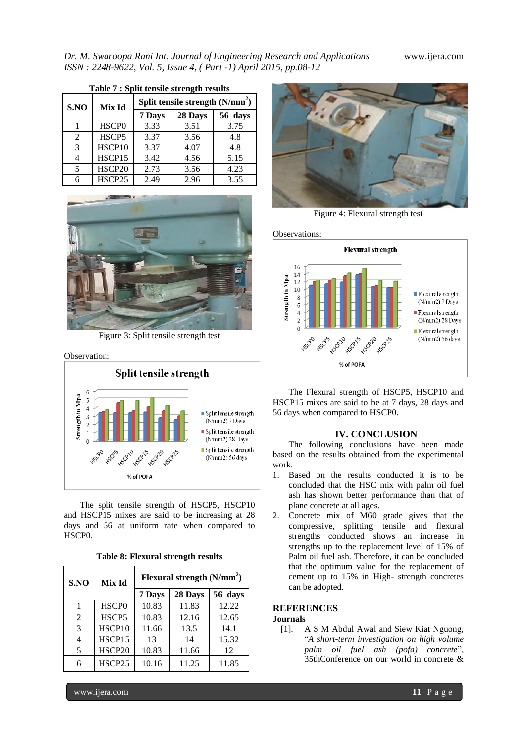**Table 7 : Split tensile strength results**

| S.NO | Mix Id | Split tensile strength (N/mm$^2$) | | |
|---|---|---|---|---|
| | | 7 Days | 28 Days | 56 days |
| 1 | HSCP0 | 3.33 | 3.51 | 3.75 |
| 2 | HSCP5 | 3.37 | 3.56 | 4.8 |
| 3 | HSCP10 | 3.37 | 4.07 | 4.8 |
| 4 | HSCP15 | 3.42 | 4.56 | 5.15 |
| 5 | HSCP20 | 2.73 | 3.56 | 4.23 |
| 6 | HSCP25 | 2.49 | 2.96 | 3.55 |

Figure 3: Split tensile strength test

Observation:

Split tensile strength

Strength in Mpa

0
1
2
3
4
5
6

HSCP0 HSCP5 HSCP10 HSCP15 HSCP20 HSCP25

% of POFA

Split tensile strength (N/mm2) 7 Days
Split tensile strength (N/mm2) 28 Days
Split tensile strength (N/mm2) 56 days

The split tensile strength of HSCP5, HSCP10 and HSCP15 mixes are said to be increasing at 28 days and 56 at uniform rate when compared to HSCP0.

**Table 8: Flexural strength results**

| S.NO | Mix Id | Flexural strength (N/mm$^2$) | | |
|---|---|---|---|---|
| | | 7 Days | 28 Days | 56 days |
| 1 | HSCP0 | 10.83 | 11.83 | 12.22 |
| 2 | HSCP5 | 10.83 | 12.16 | 12.65 |
| 3 | HSCP10 | 11.66 | 13.5 | 14.1 |
| 4 | HSCP15 | 13 | 14 | 15.32 |
| 5 | HSCP20 | 10.83 | 11.66 | 12 |
| 6 | HSCP25 | 10.16 | 11.25 | 11.85 |

Figure 4: Flexural strength test

Observations:

Flexural strength

Strength in Mpa

0
2
4
6
8
10
12
14
16

HSCP0 HSCP5 HSCP10 HSCP15 HSCP20 HSCP25

% of POFA

Flexural strength (N/mm2) 7 Days
Flexural strength (N/mm2) 28 Days
Flexural strength (N/mm2) 56 days

The Flexural strength of HSCP5, HSCP10 and HSCP15 mixes are said to be at 7 days, 28 days and 56 days when compared to HSCP0.

## IV. CONCLUSION

The following conclusions have been made based on the results obtained from the experimental work.

1. Based on the results conducted it is to be concluded that the HSC mix with palm oil fuel ash has shown better performance than that of plane concrete at all ages.
2. Concrete mix of M60 grade gives that the compressive, splitting tensile and flexural strengths conducted shows an increase in strengths up to the replacement level of 15% of Palm oil fuel ash. Therefore, it can be concluded that the optimum value for the replacement of cement up to 15% in High- strength concretes can be adopted.

## REFERENCES

**Journals**

[1]. A S M Abdul Awal and Siew Kiat Nguong, "*A short-term investigation on high volume palm oil fuel ash (pofa) concrete*", 35thConference on our world in concrete &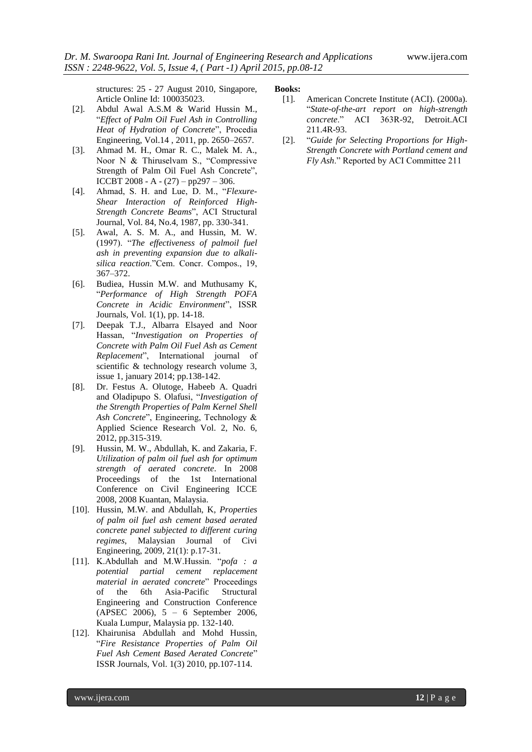structures: 25 - 27 August 2010, Singapore, Article Online Id: 100035023.

[2]. Abdul Awal A.S.M & Warid Hussin M., "*Effect of Palm Oil Fuel Ash in Controlling Heat of Hydration of Concrete*", Procedia Engineering, Vol.14 , 2011, pp. 2650–2657.

[3]. Ahmad M. H., Omar R. C., Malek M. A., Noor N & Thiruselvam S., "Compressive Strength of Palm Oil Fuel Ash Concrete", ICCBT 2008 - A - (27) – pp297 – 306.

[4]. Ahmad, S. H. and Lue, D. M., "*Flexure-Shear Interaction of Reinforced High-Strength Concrete Beams*", ACI Structural Journal, Vol. 84, No.4, 1987, pp. 330-341.

[5]. Awal, A. S. M. A., and Hussin, M. W. (1997). "*The effectiveness of palmoil fuel ash in preventing expansion due to alkali-silica reaction*."Cem. Concr. Compos., 19, 367–372.

[6]. Budiea, Hussin M.W. and Muthusamy K, "*Performance of High Strength POFA Concrete in Acidic Environment*", ISSR Journals, Vol. 1(1), pp. 14-18.

[7]. Deepak T.J., Albarra Elsayed and Noor Hassan, "*Investigation on Properties of Concrete with Palm Oil Fuel Ash as Cement Replacement*", International journal of scientific & technology research volume 3, issue 1, january 2014; pp.138-142.

[8]. Dr. Festus A. Olutoge, Habeeb A. Quadri and Oladipupo S. Olafusi, "*Investigation of the Strength Properties of Palm Kernel Shell Ash Concrete*", Engineering, Technology & Applied Science Research Vol. 2, No. 6, 2012, pp.315-319.

[9]. Hussin, M. W., Abdullah, K. and Zakaria, F. *Utilization of palm oil fuel ash for optimum strength of aerated concrete*. In 2008 Proceedings of the 1st International Conference on Civil Engineering ICCE 2008, 2008 Kuantan, Malaysia.

[10]. Hussin, M.W. and Abdullah, K, *Properties of palm oil fuel ash cement based aerated concrete panel subjected to different curing regimes*, Malaysian Journal of Civi Engineering, 2009, 21(1): p.17-31.

[11]. K.Abdullah and M.W.Hussin. "*pofa : a potential partial cement replacement material in aerated concrete*" Proceedings of the 6th Asia-Pacific Structural Engineering and Construction Conference (APSEC 2006), 5 – 6 September 2006, Kuala Lumpur, Malaysia pp. 132-140.

[12]. Khairunisa Abdullah and Mohd Hussin, "*Fire Resistance Properties of Palm Oil Fuel Ash Cement Based Aerated Concrete*" ISSR Journals, Vol. 1(3) 2010, pp.107-114.

**Books:**

[1]. American Concrete Institute (ACI). (2000a). "*State-of-the-art report on high-strength concrete*." ACI 363R-92, Detroit.ACI 211.4R-93.

[2]. "*Guide for Selecting Proportions for High-Strength Concrete with Portland cement and Fly Ash*." Reported by ACI Committee 211